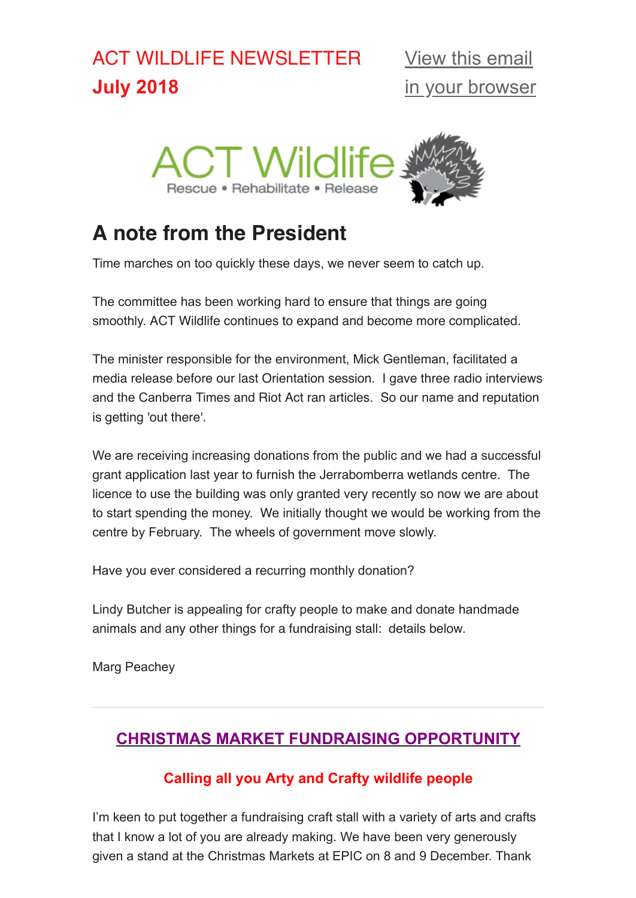ACT WILDLIFE NEWSLETTER
**July 2018**

[View this email in your browser]

ACT Wildlife
Rescue • Rehabilitate • Release

## A note from the President

Time marches on too quickly these days, we never seem to catch up.

The committee has been working hard to ensure that things are going smoothly. ACT Wildlife continues to expand and become more complicated.

The minister responsible for the environment, Mick Gentleman, facilitated a media release before our last Orientation session. I gave three radio interviews and the Canberra Times and Riot Act ran articles. So our name and reputation is getting 'out there'.

We are receiving increasing donations from the public and we had a successful grant application last year to furnish the Jerrabomberra wetlands centre. The licence to use the building was only granted very recently so now we are about to start spending the money. We initially thought we would be working from the centre by February. The wheels of government move slowly.

Have you ever considered a recurring monthly donation?

Lindy Butcher is appealing for crafty people to make and donate handmade animals and any other things for a fundraising stall: details below.

Marg Peachey

---

## CHRISTMAS MARKET FUNDRAISING OPPORTUNITY

### Calling all you Arty and Crafty wildlife people

I'm keen to put together a fundraising craft stall with a variety of arts and crafts that I know a lot of you are already making. We have been very generously given a stand at the Christmas Markets at EPIC on 8 and 9 December. Thank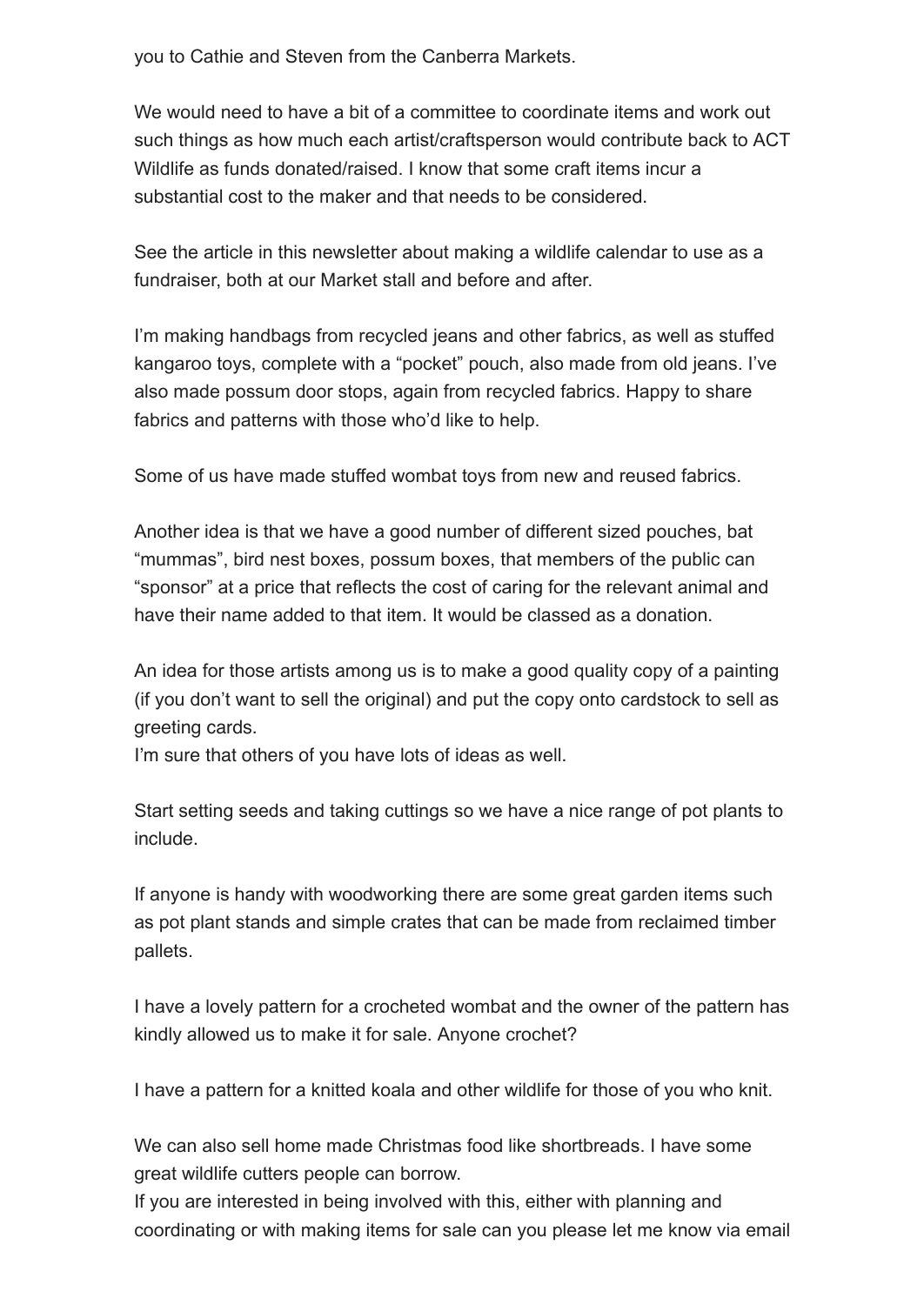you to Cathie and Steven from the Canberra Markets.

We would need to have a bit of a committee to coordinate items and work out such things as how much each artist/craftsperson would contribute back to ACT Wildlife as funds donated/raised. I know that some craft items incur a substantial cost to the maker and that needs to be considered.

See the article in this newsletter about making a wildlife calendar to use as a fundraiser, both at our Market stall and before and after.

I'm making handbags from recycled jeans and other fabrics, as well as stuffed kangaroo toys, complete with a "pocket" pouch, also made from old jeans. I've also made possum door stops, again from recycled fabrics. Happy to share fabrics and patterns with those who'd like to help.

Some of us have made stuffed wombat toys from new and reused fabrics.

Another idea is that we have a good number of different sized pouches, bat "mummas", bird nest boxes, possum boxes, that members of the public can "sponsor" at a price that reflects the cost of caring for the relevant animal and have their name added to that item. It would be classed as a donation.

An idea for those artists among us is to make a good quality copy of a painting (if you don't want to sell the original) and put the copy onto cardstock to sell as greeting cards.
I'm sure that others of you have lots of ideas as well.

Start setting seeds and taking cuttings so we have a nice range of pot plants to include.

If anyone is handy with woodworking there are some great garden items such as pot plant stands and simple crates that can be made from reclaimed timber pallets.

I have a lovely pattern for a crocheted wombat and the owner of the pattern has kindly allowed us to make it for sale. Anyone crochet?

I have a pattern for a knitted koala and other wildlife for those of you who knit.

We can also sell home made Christmas food like shortbreads. I have some great wildlife cutters people can borrow.
If you are interested in being involved with this, either with planning and coordinating or with making items for sale can you please let me know via email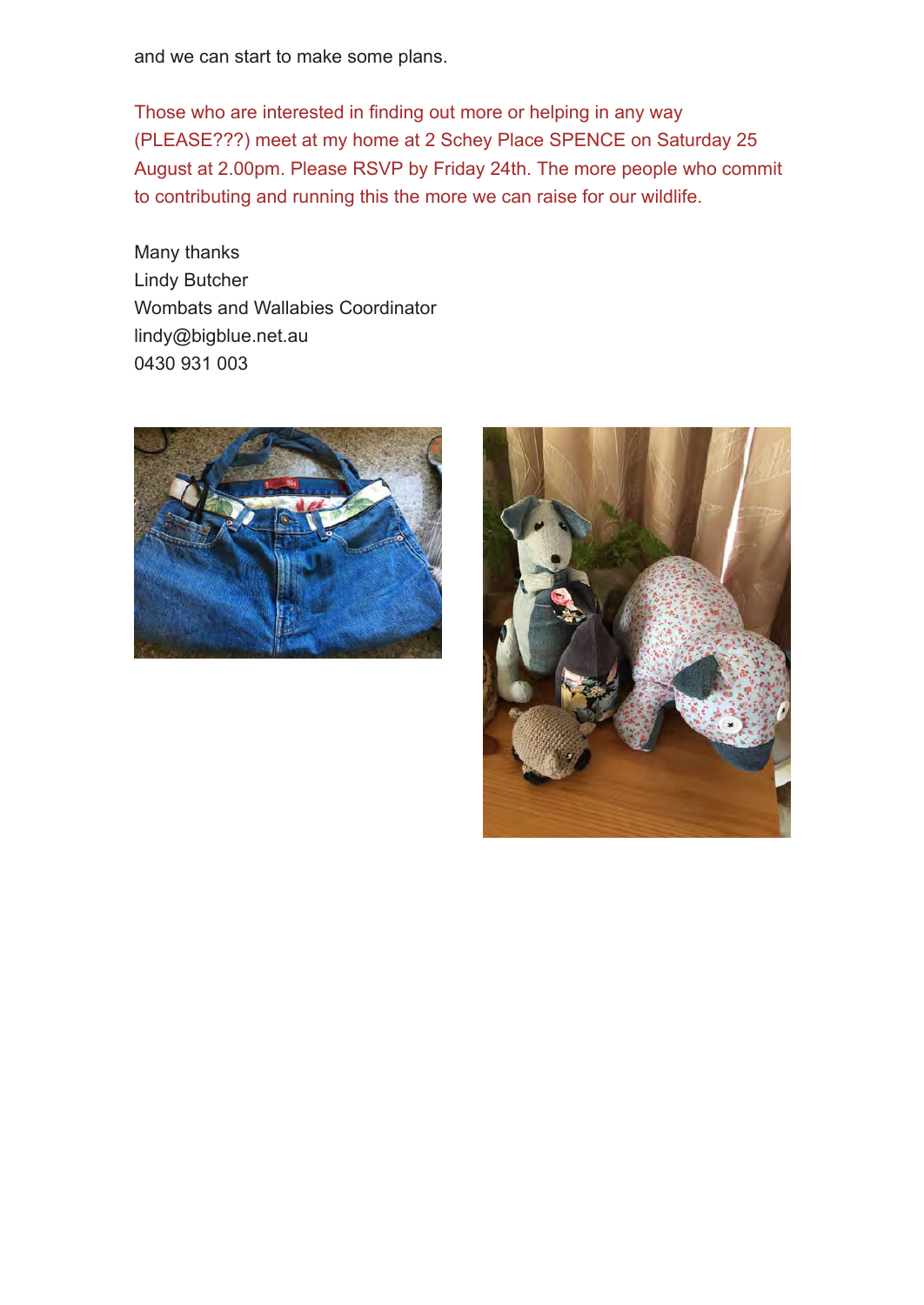and we can start to make some plans.

Those who are interested in finding out more or helping in any way (PLEASE???) meet at my home at 2 Schey Place SPENCE on Saturday 25 August at 2.00pm. Please RSVP by Friday 24th. The more people who commit to contributing and running this the more we can raise for our wildlife.

Many thanks
Lindy Butcher
Wombats and Wallabies Coordinator
lindy@bigblue.net.au
0430 931 003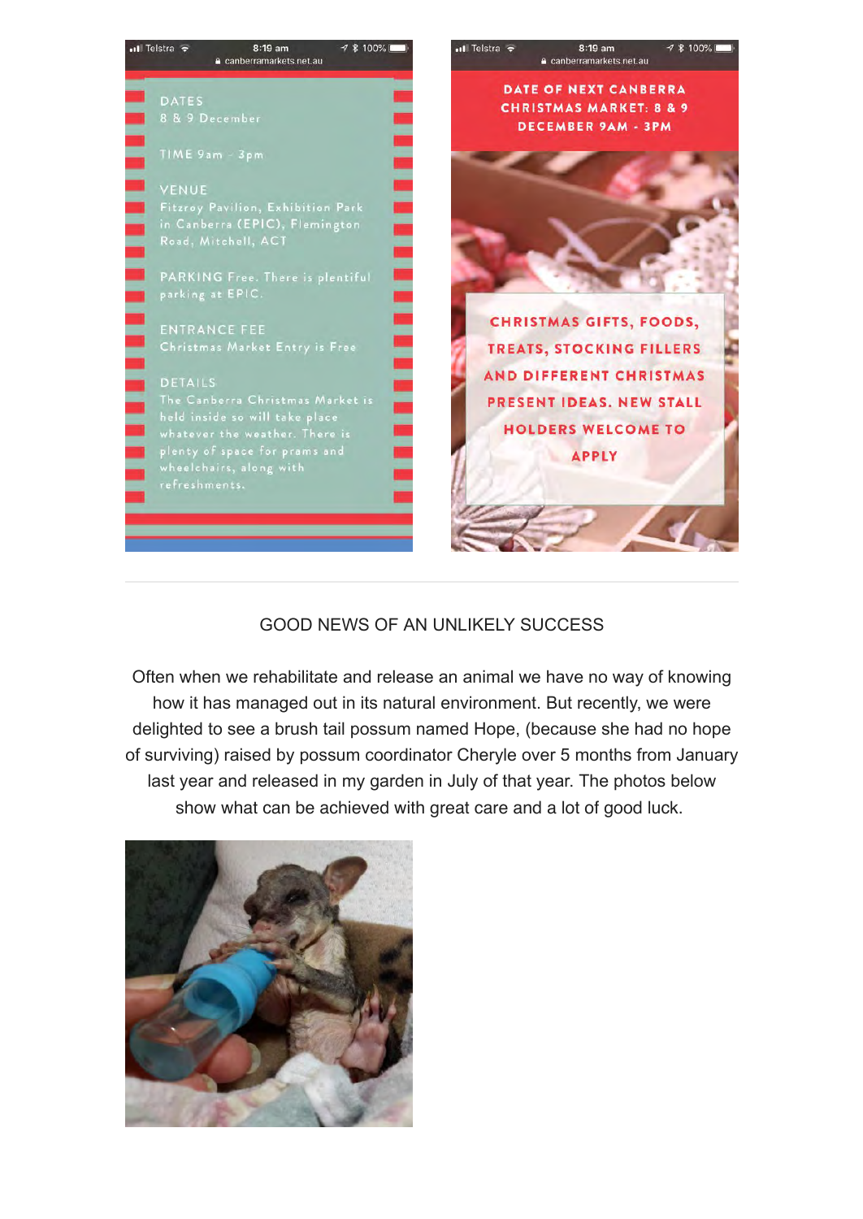DATES
8 & 9 December

TIME 9am - 3pm

VENUE
Fitzroy Pavilion, Exhibition Park in Canberra (EPIC), Flemington Road, Mitchell, ACT

PARKING Free. There is plentiful parking at EPIC.

ENTRANCE FEE
Christmas Market Entry is Free

DETAILS
The Canberra Christmas Market is held inside so will take place whatever the weather. There is plenty of space for prams and wheelchairs, along with refreshments.

DATE OF NEXT CANBERRA CHRISTMAS MARKET: 8 & 9 DECEMBER 9AM - 3PM

CHRISTMAS GIFTS, FOODS, TREATS, STOCKING FILLERS AND DIFFERENT CHRISTMAS PRESENT IDEAS. NEW STALL HOLDERS WELCOME TO APPLY

---

## GOOD NEWS OF AN UNLIKELY SUCCESS

Often when we rehabilitate and release an animal we have no way of knowing how it has managed out in its natural environment. But recently, we were delighted to see a brush tail possum named Hope, (because she had no hope of surviving) raised by possum coordinator Cheryle over 5 months from January last year and released in my garden in July of that year. The photos below show what can be achieved with great care and a lot of good luck.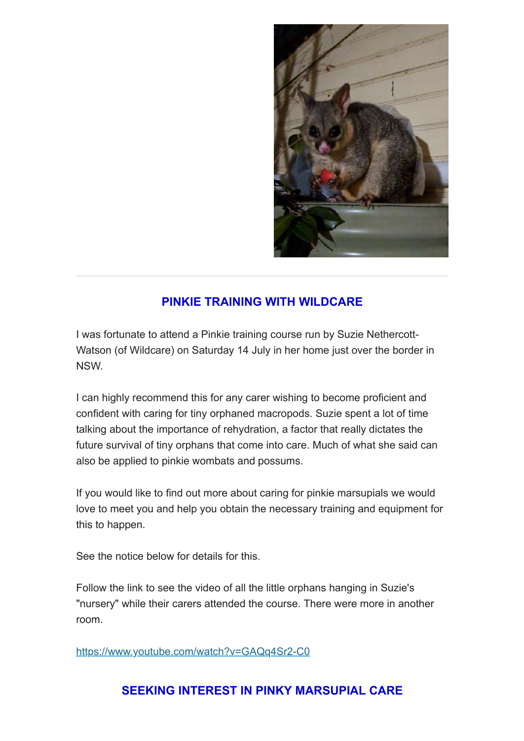## PINKIE TRAINING WITH WILDCARE

I was fortunate to attend a Pinkie training course run by Suzie Nethercott-Watson (of Wildcare) on Saturday 14 July in her home just over the border in NSW.

I can highly recommend this for any carer wishing to become proficient and confident with caring for tiny orphaned macropods. Suzie spent a lot of time talking about the importance of rehydration, a factor that really dictates the future survival of tiny orphans that come into care. Much of what she said can also be applied to pinkie wombats and possums.

If you would like to find out more about caring for pinkie marsupials we would love to meet you and help you obtain the necessary training and equipment for this to happen.

See the notice below for details for this.

Follow the link to see the video of all the little orphans hanging in Suzie's "nursery" while their carers attended the course. There were more in another room.

https://www.youtube.com/watch?v=GAQq4Sr2-C0

## SEEKING INTEREST IN PINKY MARSUPIAL CARE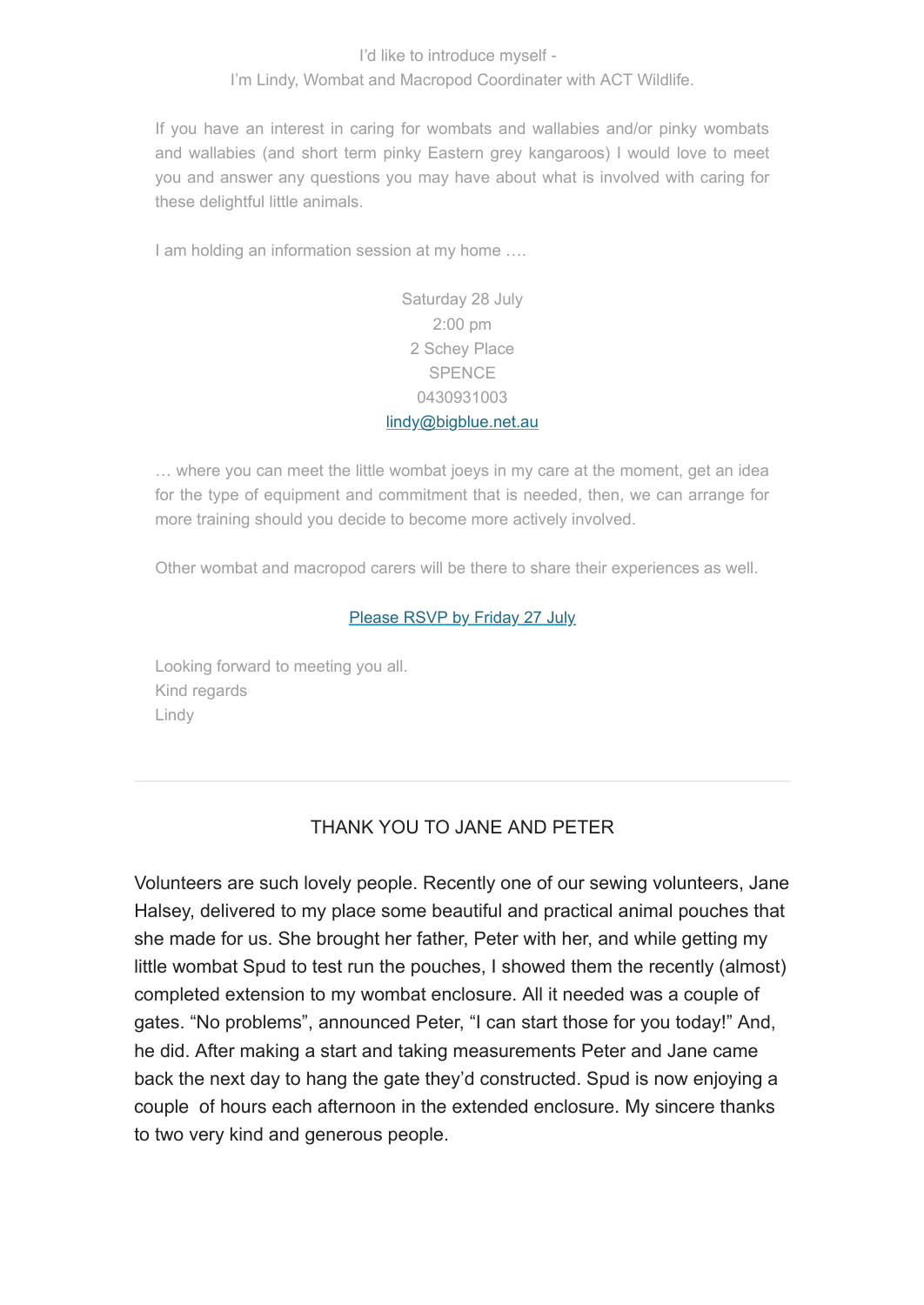I'd like to introduce myself -
I'm Lindy, Wombat and Macropod Coordinater with ACT Wildlife.

If you have an interest in caring for wombats and wallabies and/or pinky wombats and wallabies (and short term pinky Eastern grey kangaroos) I would love to meet you and answer any questions you may have about what is involved with caring for these delightful little animals.

I am holding an information session at my home ….

Saturday 28 July
2:00 pm
2 Schey Place
SPENCE
0430931003
lindy@bigblue.net.au

… where you can meet the little wombat joeys in my care at the moment, get an idea for the type of equipment and commitment that is needed, then, we can arrange for more training should you decide to become more actively involved.

Other wombat and macropod carers will be there to share their experiences as well.

Please RSVP by Friday 27 July

Looking forward to meeting you all.
Kind regards
Lindy

---

## THANK YOU TO JANE AND PETER

Volunteers are such lovely people. Recently one of our sewing volunteers, Jane Halsey, delivered to my place some beautiful and practical animal pouches that she made for us. She brought her father, Peter with her, and while getting my little wombat Spud to test run the pouches, I showed them the recently (almost) completed extension to my wombat enclosure. All it needed was a couple of gates. "No problems", announced Peter, "I can start those for you today!" And, he did. After making a start and taking measurements Peter and Jane came back the next day to hang the gate they'd constructed. Spud is now enjoying a couple of hours each afternoon in the extended enclosure. My sincere thanks to two very kind and generous people.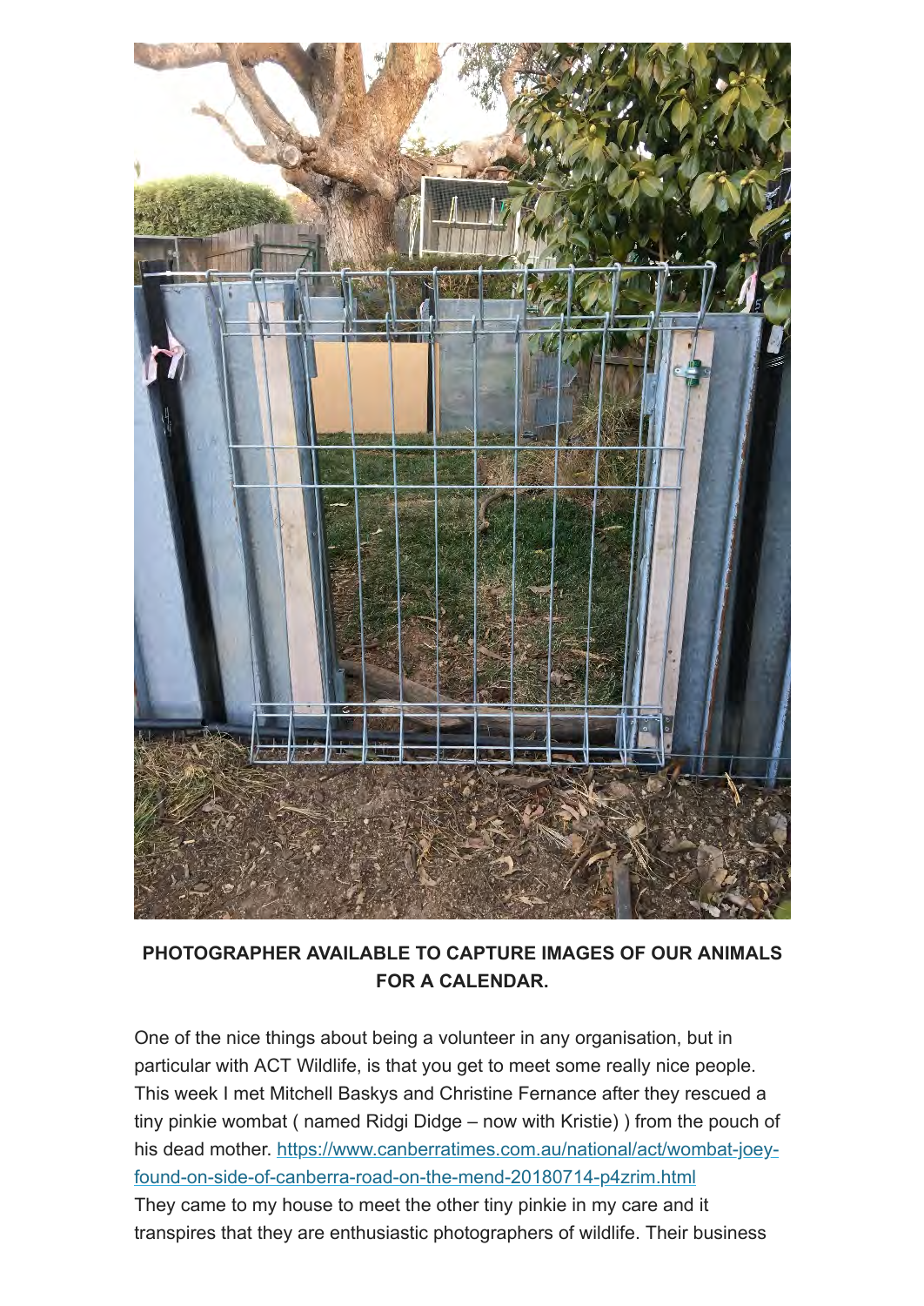**PHOTOGRAPHER AVAILABLE TO CAPTURE IMAGES OF OUR ANIMALS FOR A CALENDAR.**

One of the nice things about being a volunteer in any organisation, but in particular with ACT Wildlife, is that you get to meet some really nice people. This week I met Mitchell Baskys and Christine Fernance after they rescued a tiny pinkie wombat ( named Ridgi Didge – now with Kristie) ) from the pouch of his dead mother. https://www.canberratimes.com.au/national/act/wombat-joey-found-on-side-of-canberra-road-on-the-mend-20180714-p4zrim.html
They came to my house to meet the other tiny pinkie in my care and it transpires that they are enthusiastic photographers of wildlife. Their business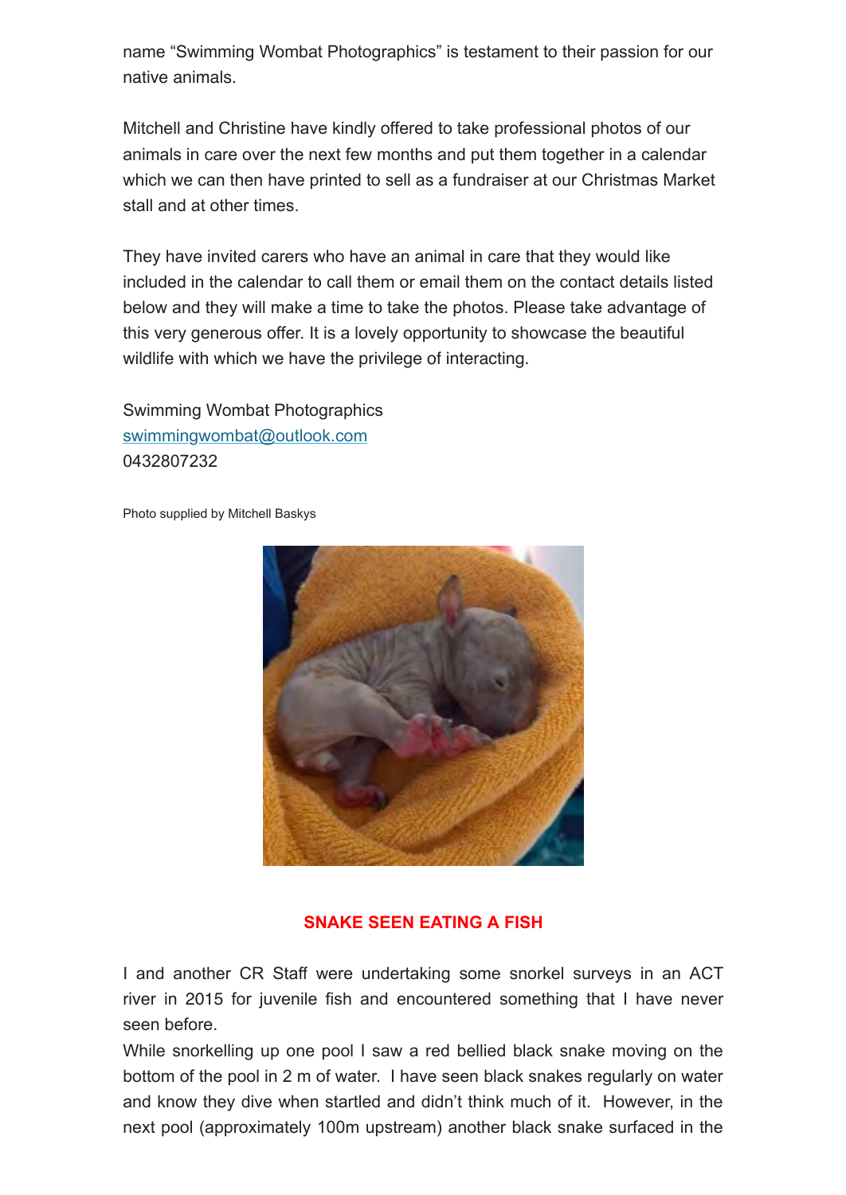name “Swimming Wombat Photographics” is testament to their passion for our native animals.

Mitchell and Christine have kindly offered to take professional photos of our animals in care over the next few months and put them together in a calendar which we can then have printed to sell as a fundraiser at our Christmas Market stall and at other times.

They have invited carers who have an animal in care that they would like included in the calendar to call them or email them on the contact details listed below and they will make a time to take the photos. Please take advantage of this very generous offer. It is a lovely opportunity to showcase the beautiful wildlife with which we have the privilege of interacting.

Swimming Wombat Photographics
[swimmingwombat@outlook.com](mailto:swimmingwombat@outlook.com)
0432807232

Photo supplied by Mitchell Baskys

## SNAKE SEEN EATING A FISH

I and another CR Staff were undertaking some snorkel surveys in an ACT river in 2015 for juvenile fish and encountered something that I have never seen before.
While snorkelling up one pool I saw a red bellied black snake moving on the bottom of the pool in 2 m of water. I have seen black snakes regularly on water and know they dive when startled and didn’t think much of it. However, in the next pool (approximately 100m upstream) another black snake surfaced in the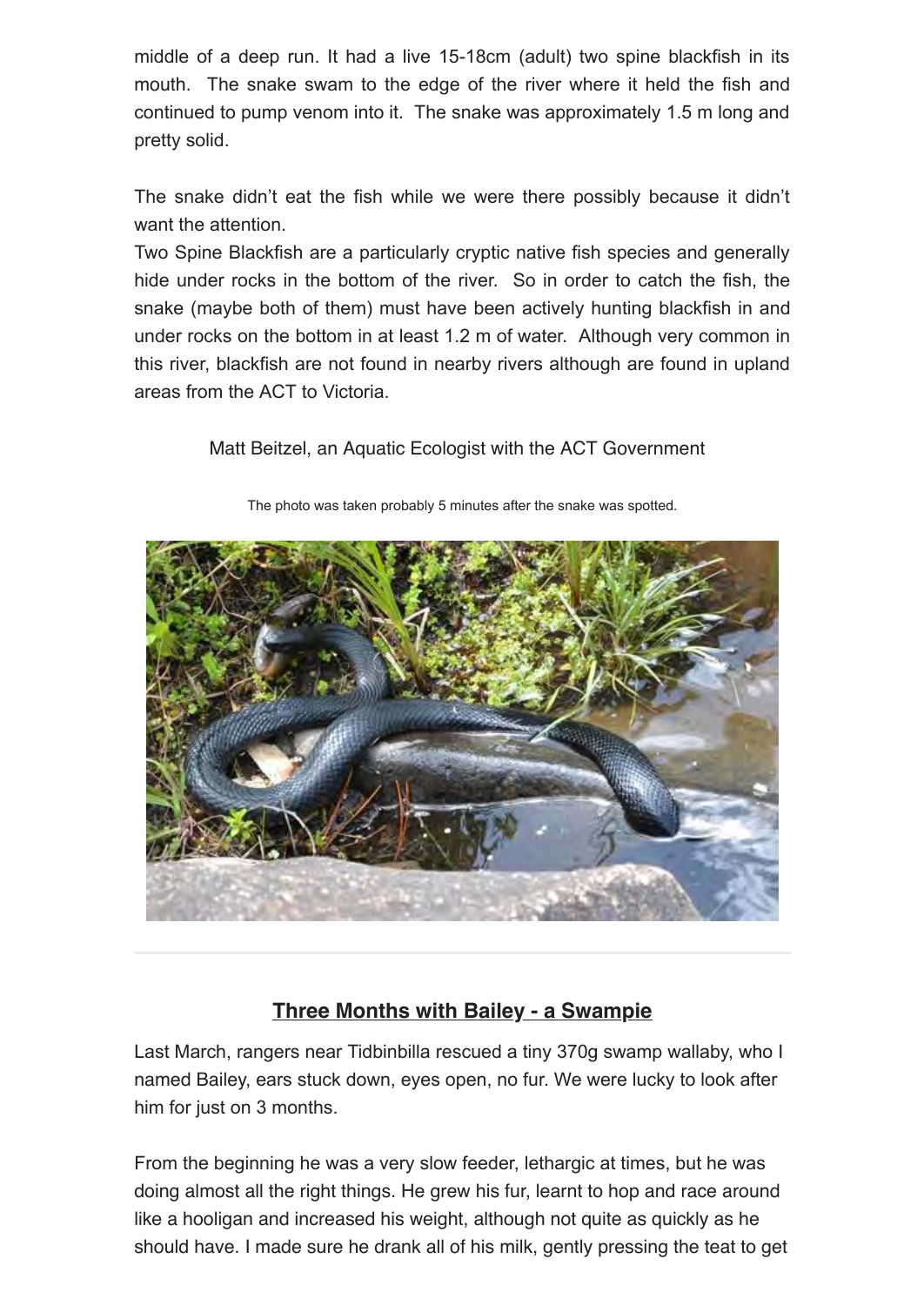middle of a deep run. It had a live 15-18cm (adult) two spine blackfish in its mouth. The snake swam to the edge of the river where it held the fish and continued to pump venom into it. The snake was approximately 1.5 m long and pretty solid.

The snake didn't eat the fish while we were there possibly because it didn't want the attention.

Two Spine Blackfish are a particularly cryptic native fish species and generally hide under rocks in the bottom of the river. So in order to catch the fish, the snake (maybe both of them) must have been actively hunting blackfish in and under rocks on the bottom in at least 1.2 m of water. Although very common in this river, blackfish are not found in nearby rivers although are found in upland areas from the ACT to Victoria.

Matt Beitzel, an Aquatic Ecologist with the ACT Government

The photo was taken probably 5 minutes after the snake was spotted.

---

## Three Months with Bailey - a Swampie

Last March, rangers near Tidbinbilla rescued a tiny 370g swamp wallaby, who I named Bailey, ears stuck down, eyes open, no fur. We were lucky to look after him for just on 3 months.

From the beginning he was a very slow feeder, lethargic at times, but he was doing almost all the right things. He grew his fur, learnt to hop and race around like a hooligan and increased his weight, although not quite as quickly as he should have. I made sure he drank all of his milk, gently pressing the teat to get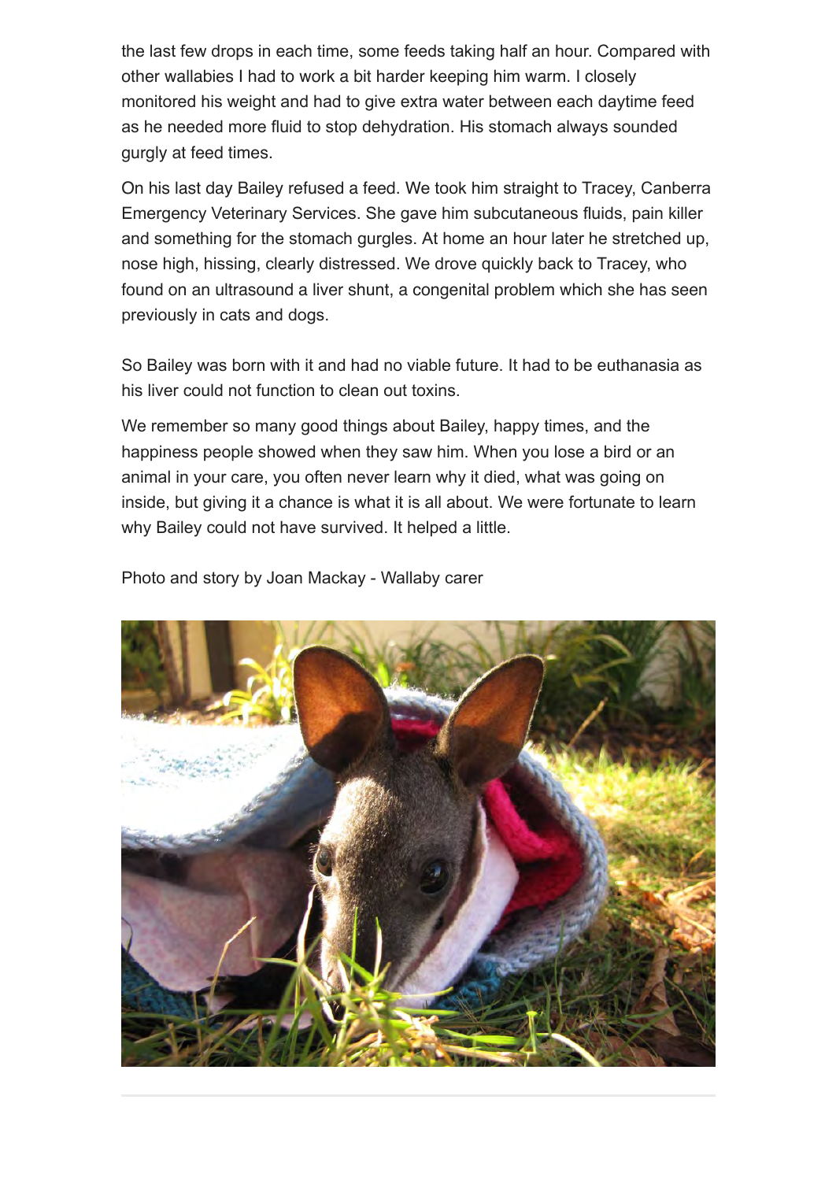the last few drops in each time, some feeds taking half an hour. Compared with other wallabies I had to work a bit harder keeping him warm. I closely monitored his weight and had to give extra water between each daytime feed as he needed more fluid to stop dehydration. His stomach always sounded gurgly at feed times.

On his last day Bailey refused a feed. We took him straight to Tracey, Canberra Emergency Veterinary Services. She gave him subcutaneous fluids, pain killer and something for the stomach gurgles. At home an hour later he stretched up, nose high, hissing, clearly distressed. We drove quickly back to Tracey, who found on an ultrasound a liver shunt, a congenital problem which she has seen previously in cats and dogs.

So Bailey was born with it and had no viable future. It had to be euthanasia as his liver could not function to clean out toxins.

We remember so many good things about Bailey, happy times, and the happiness people showed when they saw him. When you lose a bird or an animal in your care, you often never learn why it died, what was going on inside, but giving it a chance is what it is all about. We were fortunate to learn why Bailey could not have survived. It helped a little.

Photo and story by Joan Mackay - Wallaby carer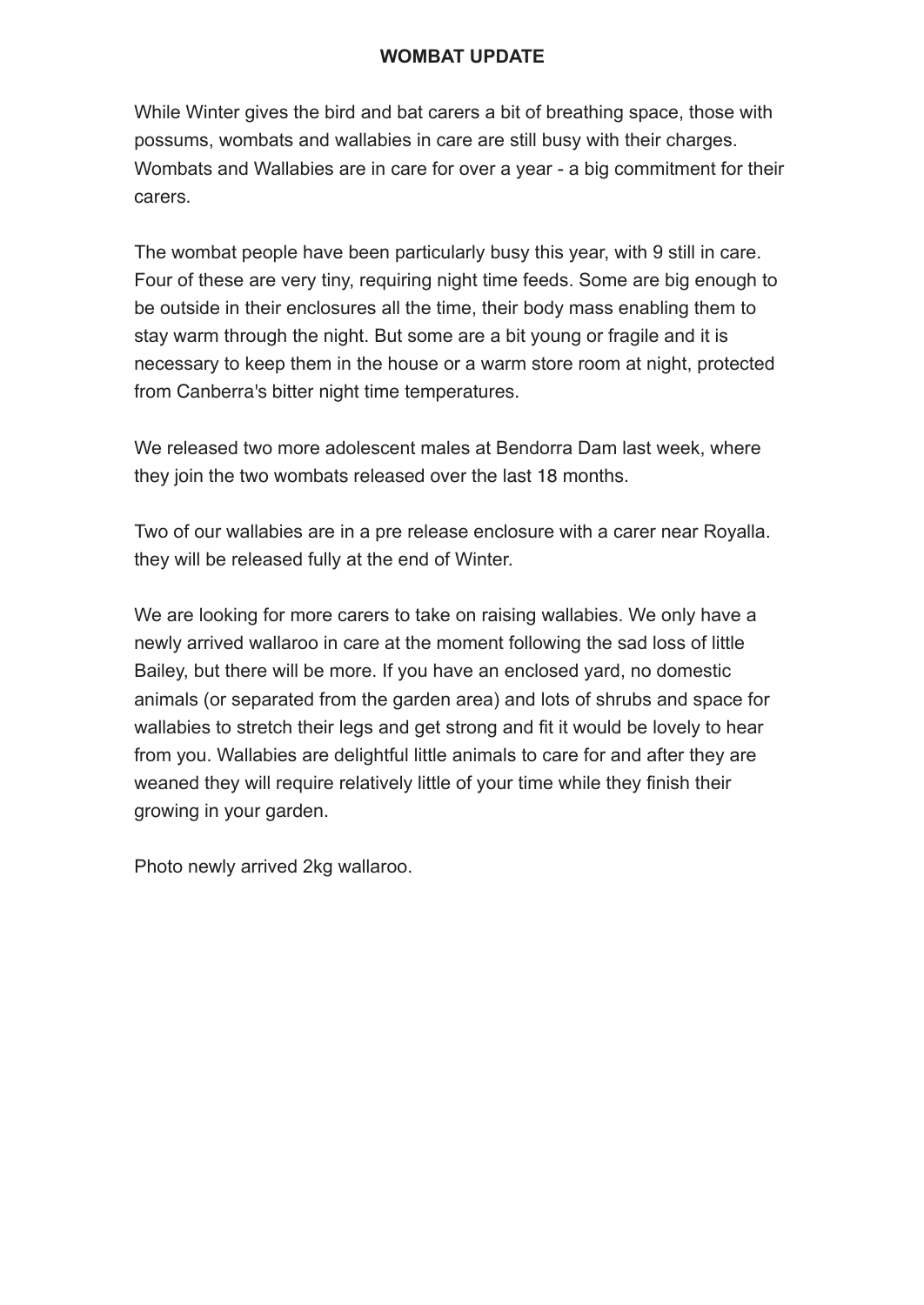# WOMBAT UPDATE

While Winter gives the bird and bat carers a bit of breathing space, those with possums, wombats and wallabies in care are still busy with their charges. Wombats and Wallabies are in care for over a year - a big commitment for their carers.

The wombat people have been particularly busy this year, with 9 still in care. Four of these are very tiny, requiring night time feeds. Some are big enough to be outside in their enclosures all the time, their body mass enabling them to stay warm through the night. But some are a bit young or fragile and it is necessary to keep them in the house or a warm store room at night, protected from Canberra's bitter night time temperatures.

We released two more adolescent males at Bendorra Dam last week, where they join the two wombats released over the last 18 months.

Two of our wallabies are in a pre release enclosure with a carer near Royalla. they will be released fully at the end of Winter.

We are looking for more carers to take on raising wallabies. We only have a newly arrived wallaroo in care at the moment following the sad loss of little Bailey, but there will be more. If you have an enclosed yard, no domestic animals (or separated from the garden area) and lots of shrubs and space for wallabies to stretch their legs and get strong and fit it would be lovely to hear from you. Wallabies are delightful little animals to care for and after they are weaned they will require relatively little of your time while they finish their growing in your garden.

Photo newly arrived 2kg wallaroo.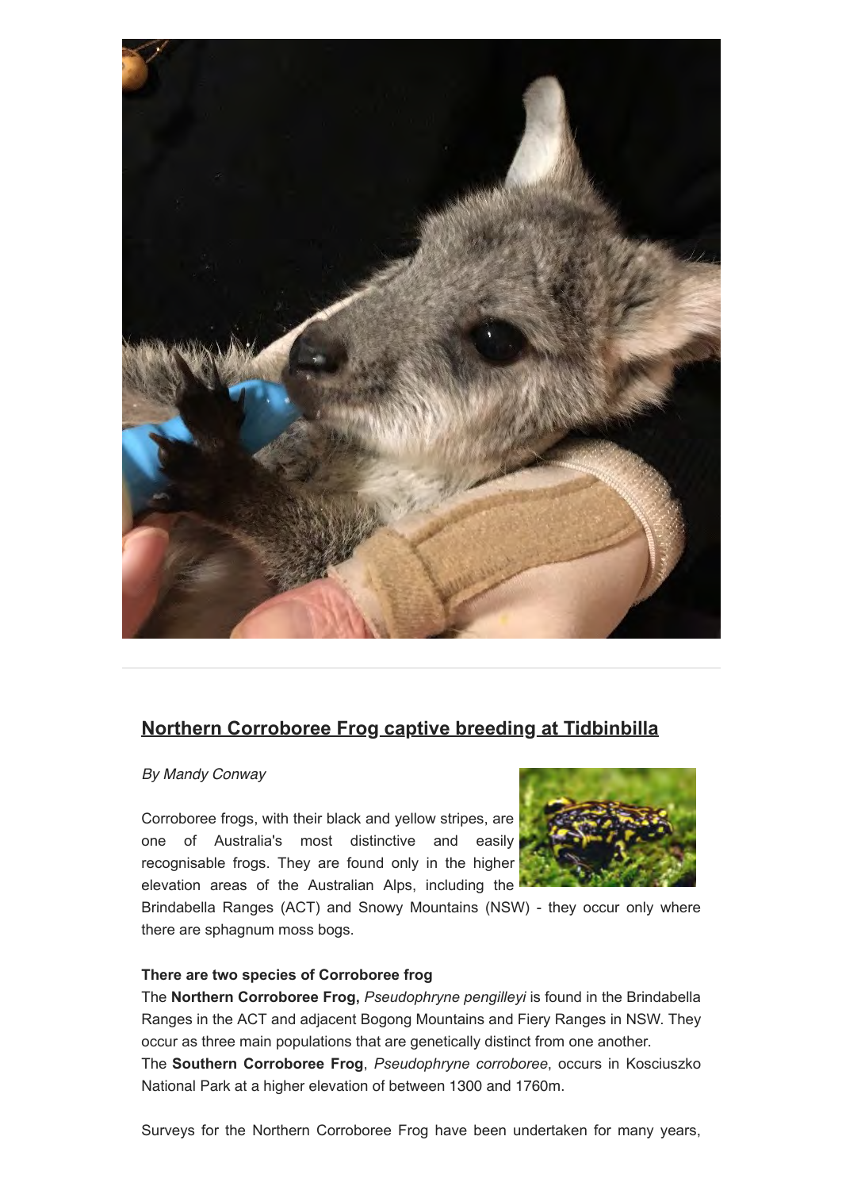## Northern Corroboree Frog captive breeding at Tidbinbilla

*By Mandy Conway*

Corroboree frogs, with their black and yellow stripes, are one of Australia's most distinctive and easily recognisable frogs. They are found only in the higher elevation areas of the Australian Alps, including the Brindabella Ranges (ACT) and Snowy Mountains (NSW) - they occur only where there are sphagnum moss bogs.

**There are two species of Corroboree frog**

The **Northern Corroboree Frog,** *Pseudophryne pengilleyi* is found in the Brindabella Ranges in the ACT and adjacent Bogong Mountains and Fiery Ranges in NSW. They occur as three main populations that are genetically distinct from one another.

The **Southern Corroboree Frog**, *Pseudophryne corroboree*, occurs in Kosciuszko National Park at a higher elevation of between 1300 and 1760m.

Surveys for the Northern Corroboree Frog have been undertaken for many years,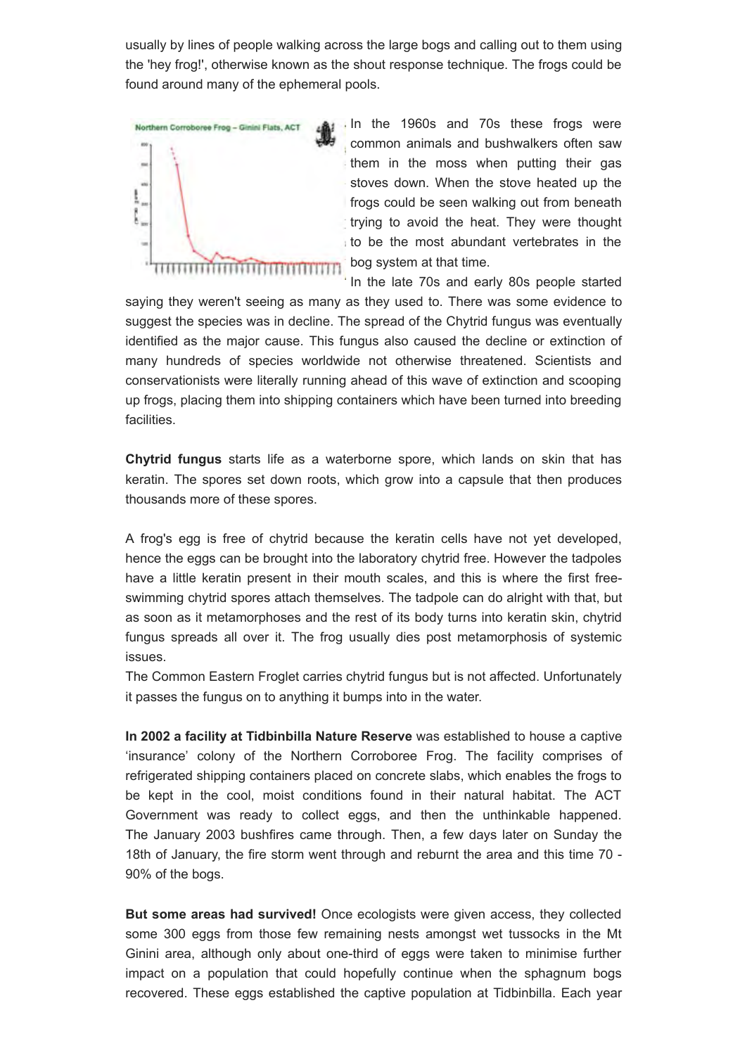usually by lines of people walking across the large bogs and calling out to them using the 'hey frog!', otherwise known as the shout response technique. The frogs could be found around many of the ephemeral pools.

Northern Corroboree Frog – Ginini Flats, ACT

In the 1960s and 70s these frogs were common animals and bushwalkers often saw them in the moss when putting their gas stoves down. When the stove heated up the frogs could be seen walking out from beneath trying to avoid the heat. They were thought to be the most abundant vertebrates in the bog system at that time.

In the late 70s and early 80s people started saying they weren't seeing as many as they used to. There was some evidence to suggest the species was in decline. The spread of the Chytrid fungus was eventually identified as the major cause. This fungus also caused the decline or extinction of many hundreds of species worldwide not otherwise threatened. Scientists and conservationists were literally running ahead of this wave of extinction and scooping up frogs, placing them into shipping containers which have been turned into breeding facilities.

**Chytrid fungus** starts life as a waterborne spore, which lands on skin that has keratin. The spores set down roots, which grow into a capsule that then produces thousands more of these spores.

A frog's egg is free of chytrid because the keratin cells have not yet developed, hence the eggs can be brought into the laboratory chytrid free. However the tadpoles have a little keratin present in their mouth scales, and this is where the first free-swimming chytrid spores attach themselves. The tadpole can do alright with that, but as soon as it metamorphoses and the rest of its body turns into keratin skin, chytrid fungus spreads all over it. The frog usually dies post metamorphosis of systemic issues.

The Common Eastern Froglet carries chytrid fungus but is not affected. Unfortunately it passes the fungus on to anything it bumps into in the water.

**In 2002 a facility at Tidbinbilla Nature Reserve** was established to house a captive 'insurance' colony of the Northern Corroboree Frog. The facility comprises of refrigerated shipping containers placed on concrete slabs, which enables the frogs to be kept in the cool, moist conditions found in their natural habitat. The ACT Government was ready to collect eggs, and then the unthinkable happened. The January 2003 bushfires came through. Then, a few days later on Sunday the 18th of January, the fire storm went through and reburnt the area and this time 70 - 90% of the bogs.

**But some areas had survived!** Once ecologists were given access, they collected some 300 eggs from those few remaining nests amongst wet tussocks in the Mt Ginini area, although only about one-third of eggs were taken to minimise further impact on a population that could hopefully continue when the sphagnum bogs recovered. These eggs established the captive population at Tidbinbilla. Each year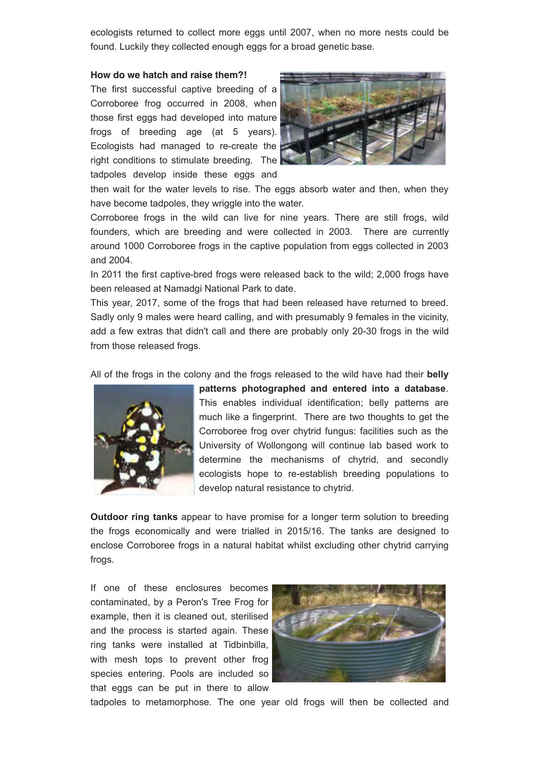ecologists returned to collect more eggs until 2007, when no more nests could be found. Luckily they collected enough eggs for a broad genetic base.

**How do we hatch and raise them?!**

The first successful captive breeding of a Corroboree frog occurred in 2008, when those first eggs had developed into mature frogs of breeding age (at 5 years). Ecologists had managed to re-create the right conditions to stimulate breeding. The tadpoles develop inside these eggs and then wait for the water levels to rise. The eggs absorb water and then, when they have become tadpoles, they wriggle into the water.

Corroboree frogs in the wild can live for nine years. There are still frogs, wild founders, which are breeding and were collected in 2003. There are currently around 1000 Corroboree frogs in the captive population from eggs collected in 2003 and 2004.

In 2011 the first captive-bred frogs were released back to the wild; 2,000 frogs have been released at Namadgi National Park to date.

This year, 2017, some of the frogs that had been released have returned to breed. Sadly only 9 males were heard calling, and with presumably 9 females in the vicinity, add a few extras that didn't call and there are probably only 20-30 frogs in the wild from those released frogs.

All of the frogs in the colony and the frogs released to the wild have had their **belly patterns photographed and entered into a database**. This enables individual identification; belly patterns are much like a fingerprint. There are two thoughts to get the Corroboree frog over chytrid fungus: facilities such as the University of Wollongong will continue lab based work to determine the mechanisms of chytrid, and secondly ecologists hope to re-establish breeding populations to develop natural resistance to chytrid.

**Outdoor ring tanks** appear to have promise for a longer term solution to breeding the frogs economically and were trialled in 2015/16. The tanks are designed to enclose Corroboree frogs in a natural habitat whilst excluding other chytrid carrying frogs.

If one of these enclosures becomes contaminated, by a Peron's Tree Frog for example, then it is cleaned out, sterilised and the process is started again. These ring tanks were installed at Tidbinbilla, with mesh tops to prevent other frog species entering. Pools are included so that eggs can be put in there to allow tadpoles to metamorphose. The one year old frogs will then be collected and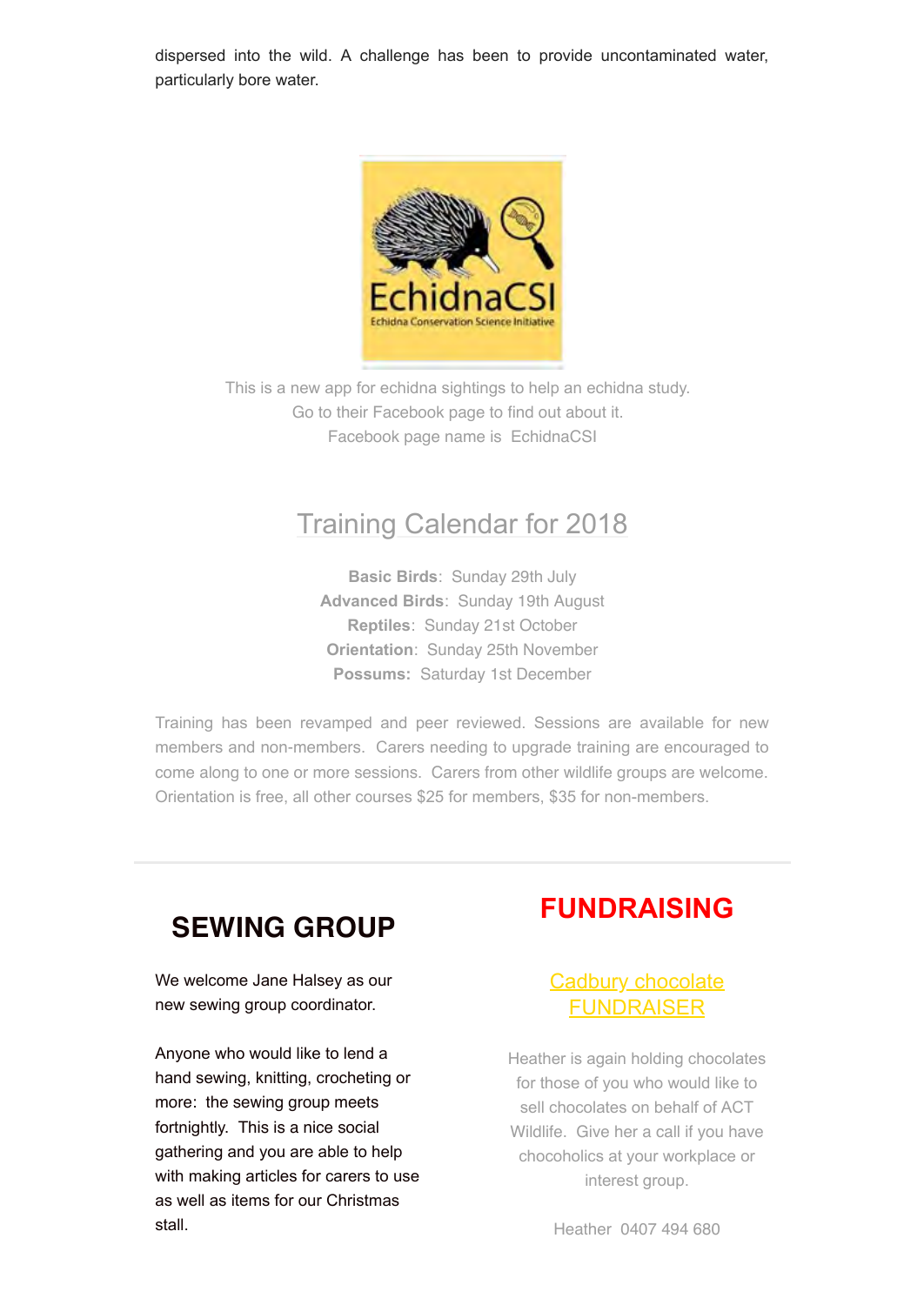dispersed into the wild. A challenge has been to provide uncontaminated water, particularly bore water.

This is a new app for echidna sightings to help an echidna study.
Go to their Facebook page to find out about it.
Facebook page name is EchidnaCSI

## Training Calendar for 2018

**Basic Birds**: Sunday 29th July
**Advanced Birds**: Sunday 19th August
**Reptiles**: Sunday 21st October
**Orientation**: Sunday 25th November
**Possums:** Saturday 1st December

Training has been revamped and peer reviewed. Sessions are available for new members and non-members. Carers needing to upgrade training are encouraged to come along to one or more sessions. Carers from other wildlife groups are welcome. Orientation is free, all other courses $25 for members, $35 for non-members.

---

## SEWING GROUP

We welcome Jane Halsey as our new sewing group coordinator.

Anyone who would like to lend a hand sewing, knitting, crocheting or more: the sewing group meets fortnightly. This is a nice social gathering and you are able to help with making articles for carers to use as well as items for our Christmas stall.

## FUNDRAISING

### Cadbury chocolate FUNDRAISER

Heather is again holding chocolates for those of you who would like to sell chocolates on behalf of ACT Wildlife. Give her a call if you have chocoholics at your workplace or interest group.

Heather 0407 494 680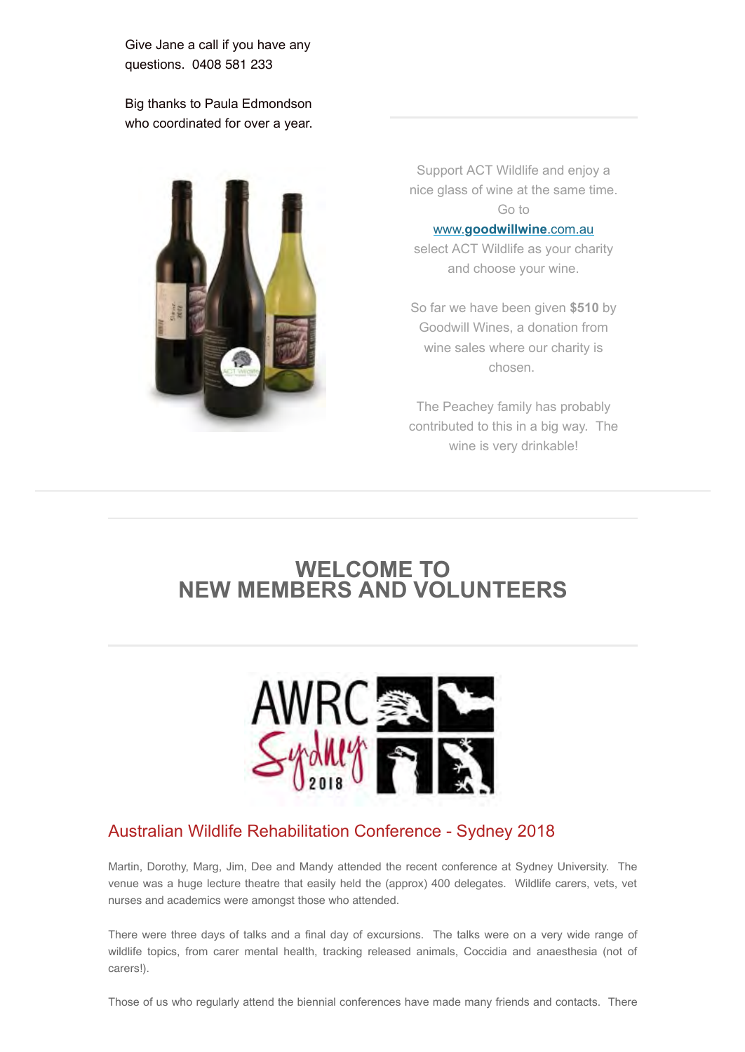Give Jane a call if you have any questions. 0408 581 233

Big thanks to Paula Edmondson who coordinated for over a year.

Support ACT Wildlife and enjoy a nice glass of wine at the same time. Go to [www.**goodwillwine**.com.au](http://www.goodwillwine.com.au) select ACT Wildlife as your charity and choose your wine.

So far we have been given **$510** by Goodwill Wines, a donation from wine sales where our charity is chosen.

The Peachey family has probably contributed to this in a big way. The wine is very drinkable!

## WELCOME TO NEW MEMBERS AND VOLUNTEERS

### Australian Wildlife Rehabilitation Conference - Sydney 2018

Martin, Dorothy, Marg, Jim, Dee and Mandy attended the recent conference at Sydney University. The venue was a huge lecture theatre that easily held the (approx) 400 delegates. Wildlife carers, vets, vet nurses and academics were amongst those who attended.

There were three days of talks and a final day of excursions. The talks were on a very wide range of wildlife topics, from carer mental health, tracking released animals, Coccidia and anaesthesia (not of carers!).

Those of us who regularly attend the biennial conferences have made many friends and contacts. There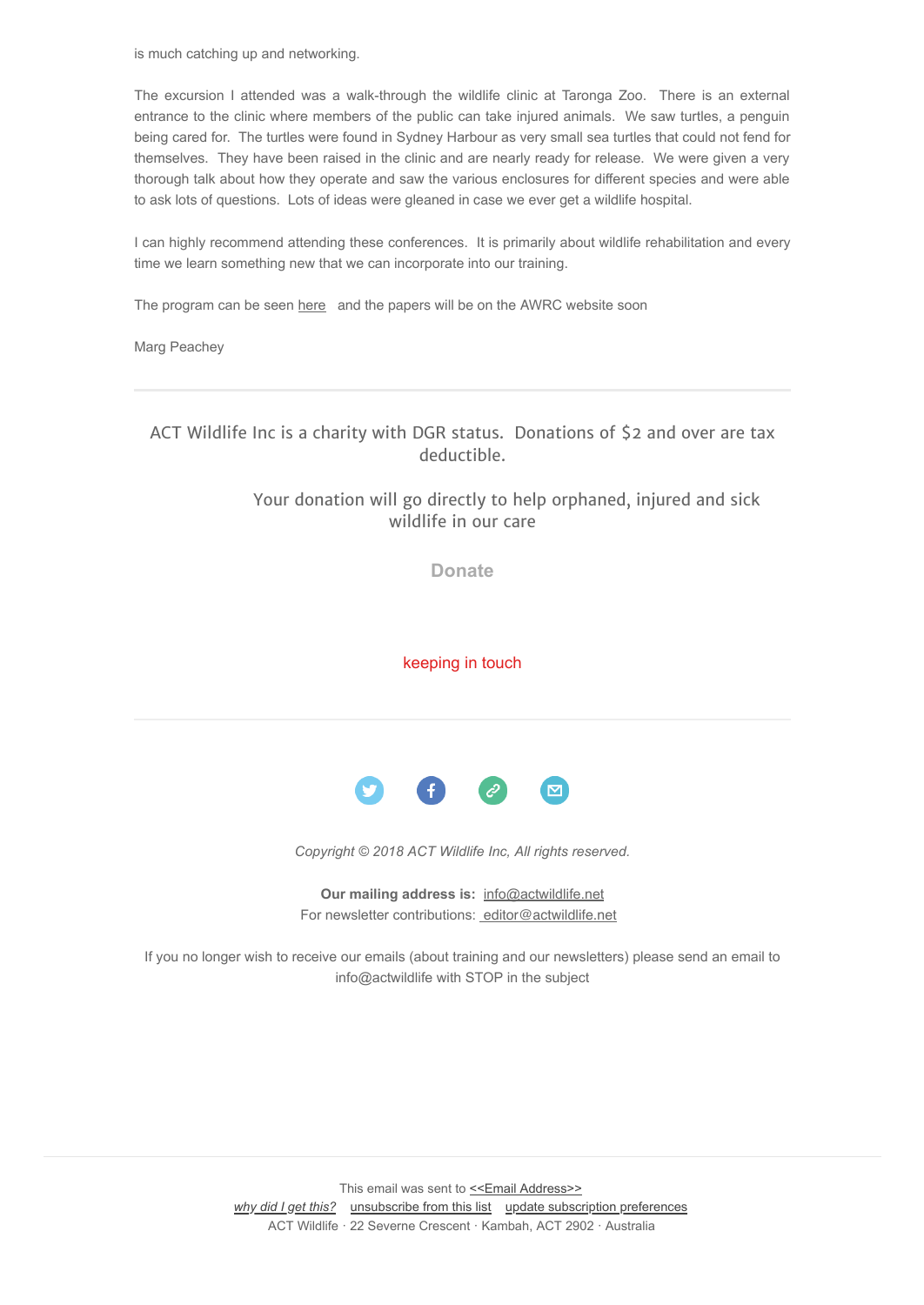is much catching up and networking.

The excursion I attended was a walk-through the wildlife clinic at Taronga Zoo. There is an external entrance to the clinic where members of the public can take injured animals. We saw turtles, a penguin being cared for. The turtles were found in Sydney Harbour as very small sea turtles that could not fend for themselves. They have been raised in the clinic and are nearly ready for release. We were given a very thorough talk about how they operate and saw the various enclosures for different species and were able to ask lots of questions. Lots of ideas were gleaned in case we ever get a wildlife hospital.

I can highly recommend attending these conferences. It is primarily about wildlife rehabilitation and every time we learn something new that we can incorporate into our training.

The program can be seen here and the papers will be on the AWRC website soon

Marg Peachey

---

ACT Wildlife Inc is a charity with DGR status. Donations of $2 and over are tax deductible.

Your donation will go directly to help orphaned, injured and sick wildlife in our care

Donate

keeping in touch

---

*Copyright © 2018 ACT Wildlife Inc, All rights reserved.*

**Our mailing address is:** info@actwildlife.net
For newsletter contributions: editor@actwildlife.net

If you no longer wish to receive our emails (about training and our newsletters) please send an email to info@actwildlife with STOP in the subject

---

This email was sent to <<Email Address>>
*why did I get this?* unsubscribe from this list update subscription preferences
ACT Wildlife · 22 Severne Crescent · Kambah, ACT 2902 · Australia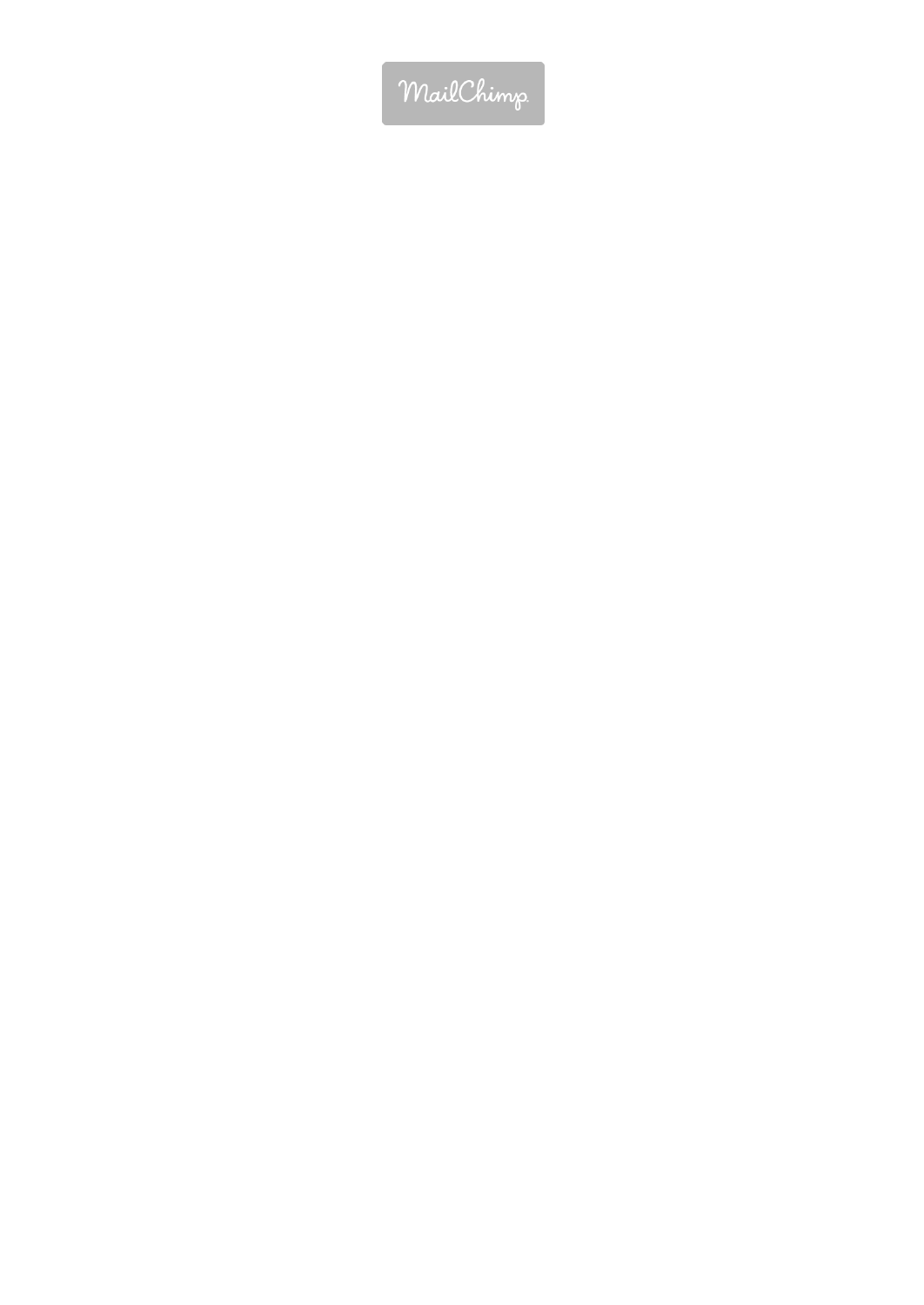MailChimp